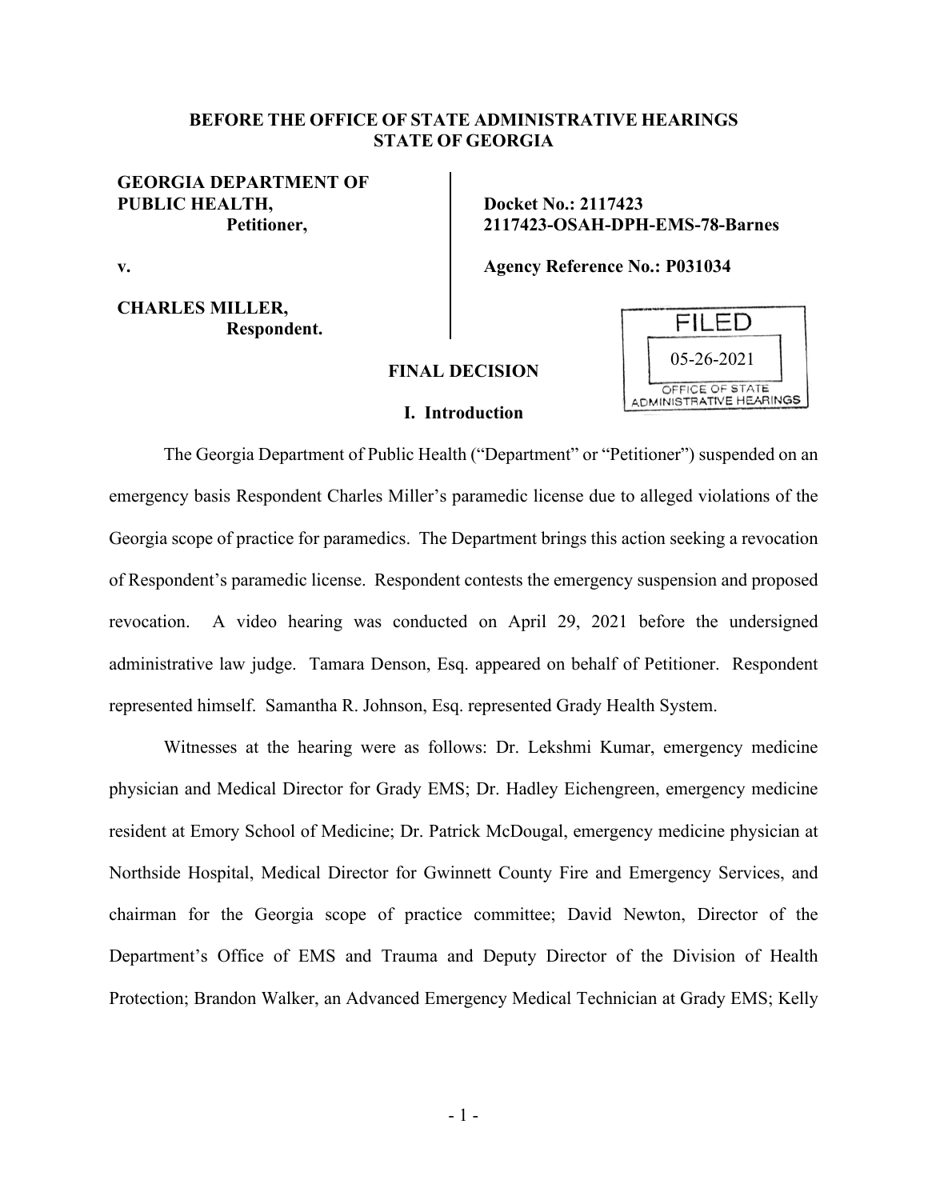**BEFORE THE OFFICE OF STATE ADMINISTRATIVE HEARINGS**
**STATE OF GEORGIA**

| | |
|---|---|
| **GEORGIA DEPARTMENT OF PUBLIC HEALTH,** **Petitioner,** | **Docket No.: 2117423** **2117423-OSAH-DPH-EMS-78-Barnes** |
| **v.** | **Agency Reference No.: P031034** |
| **CHARLES MILLER,** **Respondent.** | |

FILED 05-26-2021 OFFICE OF STATE ADMINISTRATIVE HEARINGS

## FINAL DECISION

### I. Introduction

The Georgia Department of Public Health ("Department" or "Petitioner") suspended on an emergency basis Respondent Charles Miller's paramedic license due to alleged violations of the Georgia scope of practice for paramedics. The Department brings this action seeking a revocation of Respondent's paramedic license. Respondent contests the emergency suspension and proposed revocation. A video hearing was conducted on April 29, 2021 before the undersigned administrative law judge. Tamara Denson, Esq. appeared on behalf of Petitioner. Respondent represented himself. Samantha R. Johnson, Esq. represented Grady Health System.

Witnesses at the hearing were as follows: Dr. Lekshmi Kumar, emergency medicine physician and Medical Director for Grady EMS; Dr. Hadley Eichengreen, emergency medicine resident at Emory School of Medicine; Dr. Patrick McDougal, emergency medicine physician at Northside Hospital, Medical Director for Gwinnett County Fire and Emergency Services, and chairman for the Georgia scope of practice committee; David Newton, Director of the Department's Office of EMS and Trauma and Deputy Director of the Division of Health Protection; Brandon Walker, an Advanced Emergency Medical Technician at Grady EMS; Kelly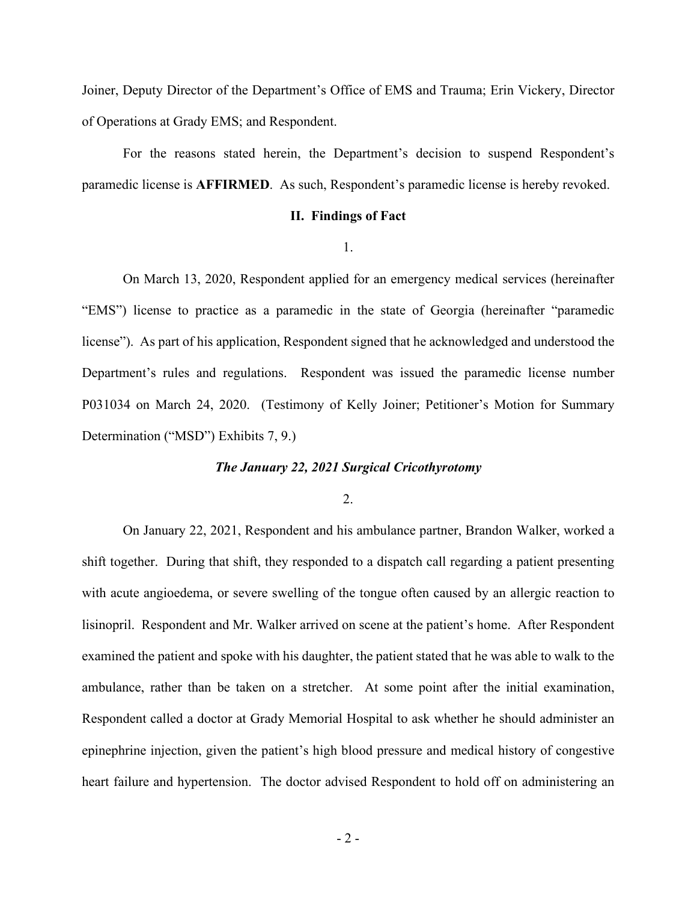Joiner, Deputy Director of the Department's Office of EMS and Trauma; Erin Vickery, Director of Operations at Grady EMS; and Respondent.

For the reasons stated herein, the Department's decision to suspend Respondent's paramedic license is **AFFIRMED**. As such, Respondent's paramedic license is hereby revoked.

## II. Findings of Fact

1.

On March 13, 2020, Respondent applied for an emergency medical services (hereinafter "EMS") license to practice as a paramedic in the state of Georgia (hereinafter "paramedic license"). As part of his application, Respondent signed that he acknowledged and understood the Department's rules and regulations. Respondent was issued the paramedic license number P031034 on March 24, 2020. (Testimony of Kelly Joiner; Petitioner's Motion for Summary Determination ("MSD") Exhibits 7, 9.)

### *The January 22, 2021 Surgical Cricothyrotomy*

2.

On January 22, 2021, Respondent and his ambulance partner, Brandon Walker, worked a shift together. During that shift, they responded to a dispatch call regarding a patient presenting with acute angioedema, or severe swelling of the tongue often caused by an allergic reaction to lisinopril. Respondent and Mr. Walker arrived on scene at the patient's home. After Respondent examined the patient and spoke with his daughter, the patient stated that he was able to walk to the ambulance, rather than be taken on a stretcher. At some point after the initial examination, Respondent called a doctor at Grady Memorial Hospital to ask whether he should administer an epinephrine injection, given the patient's high blood pressure and medical history of congestive heart failure and hypertension. The doctor advised Respondent to hold off on administering an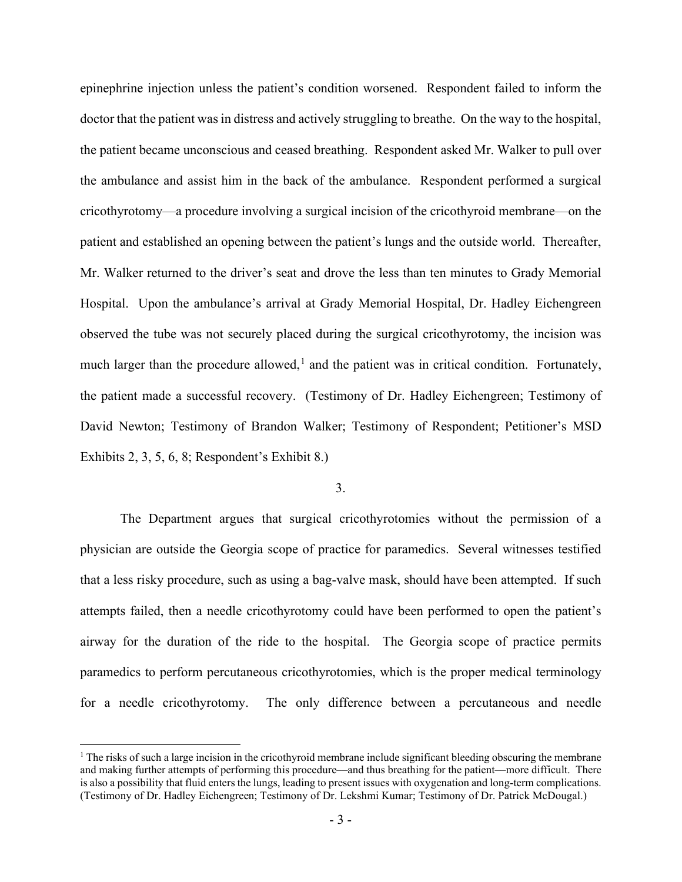epinephrine injection unless the patient's condition worsened. Respondent failed to inform the doctor that the patient was in distress and actively struggling to breathe. On the way to the hospital, the patient became unconscious and ceased breathing. Respondent asked Mr. Walker to pull over the ambulance and assist him in the back of the ambulance. Respondent performed a surgical cricothyrotomy—a procedure involving a surgical incision of the cricothyroid membrane—on the patient and established an opening between the patient's lungs and the outside world. Thereafter, Mr. Walker returned to the driver's seat and drove the less than ten minutes to Grady Memorial Hospital. Upon the ambulance's arrival at Grady Memorial Hospital, Dr. Hadley Eichengreen observed the tube was not securely placed during the surgical cricothyrotomy, the incision was much larger than the procedure allowed,[1] and the patient was in critical condition. Fortunately, the patient made a successful recovery. (Testimony of Dr. Hadley Eichengreen; Testimony of David Newton; Testimony of Brandon Walker; Testimony of Respondent; Petitioner's MSD Exhibits 2, 3, 5, 6, 8; Respondent's Exhibit 8.)

3.

The Department argues that surgical cricothyrotomies without the permission of a physician are outside the Georgia scope of practice for paramedics. Several witnesses testified that a less risky procedure, such as using a bag-valve mask, should have been attempted. If such attempts failed, then a needle cricothyrotomy could have been performed to open the patient's airway for the duration of the ride to the hospital. The Georgia scope of practice permits paramedics to perform percutaneous cricothyrotomies, which is the proper medical terminology for a needle cricothyrotomy. The only difference between a percutaneous and needle

[1] The risks of such a large incision in the cricothyroid membrane include significant bleeding obscuring the membrane and making further attempts of performing this procedure—and thus breathing for the patient—more difficult. There is also a possibility that fluid enters the lungs, leading to present issues with oxygenation and long-term complications. (Testimony of Dr. Hadley Eichengreen; Testimony of Dr. Lekshmi Kumar; Testimony of Dr. Patrick McDougal.)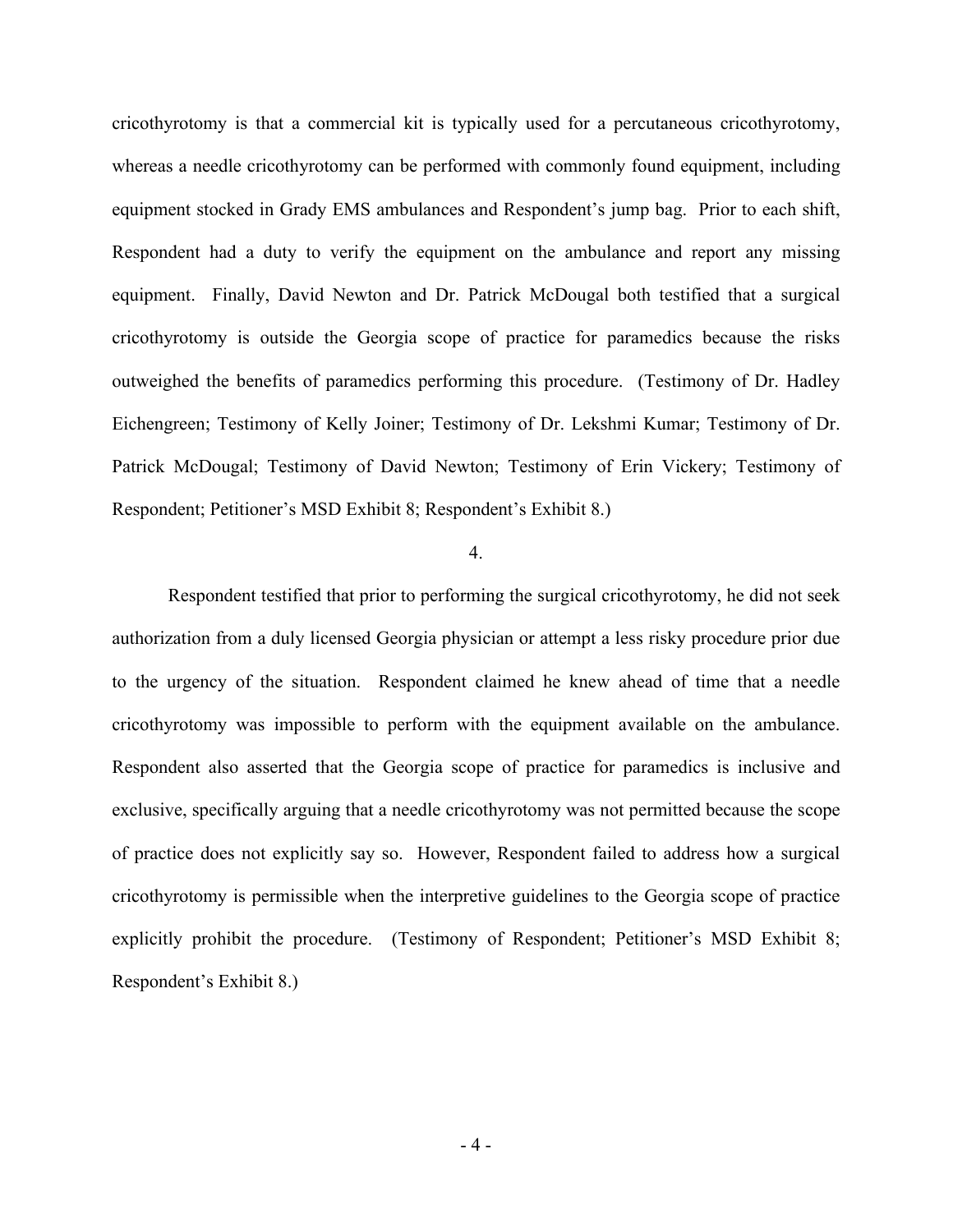cricothyrotomy is that a commercial kit is typically used for a percutaneous cricothyrotomy, whereas a needle cricothyrotomy can be performed with commonly found equipment, including equipment stocked in Grady EMS ambulances and Respondent's jump bag. Prior to each shift, Respondent had a duty to verify the equipment on the ambulance and report any missing equipment. Finally, David Newton and Dr. Patrick McDougal both testified that a surgical cricothyrotomy is outside the Georgia scope of practice for paramedics because the risks outweighed the benefits of paramedics performing this procedure. (Testimony of Dr. Hadley Eichengreen; Testimony of Kelly Joiner; Testimony of Dr. Lekshmi Kumar; Testimony of Dr. Patrick McDougal; Testimony of David Newton; Testimony of Erin Vickery; Testimony of Respondent; Petitioner's MSD Exhibit 8; Respondent's Exhibit 8.)

4.

Respondent testified that prior to performing the surgical cricothyrotomy, he did not seek authorization from a duly licensed Georgia physician or attempt a less risky procedure prior due to the urgency of the situation. Respondent claimed he knew ahead of time that a needle cricothyrotomy was impossible to perform with the equipment available on the ambulance. Respondent also asserted that the Georgia scope of practice for paramedics is inclusive and exclusive, specifically arguing that a needle cricothyrotomy was not permitted because the scope of practice does not explicitly say so. However, Respondent failed to address how a surgical cricothyrotomy is permissible when the interpretive guidelines to the Georgia scope of practice explicitly prohibit the procedure. (Testimony of Respondent; Petitioner's MSD Exhibit 8; Respondent's Exhibit 8.)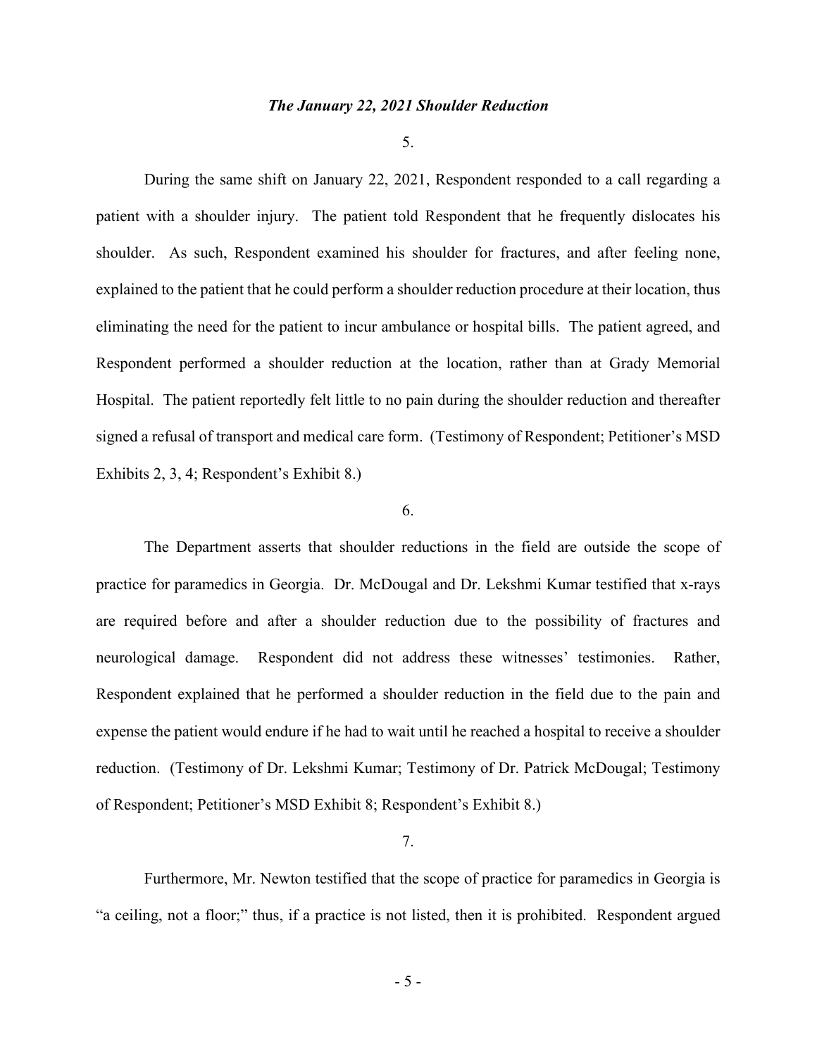***The January 22, 2021 Shoulder Reduction***

5.

During the same shift on January 22, 2021, Respondent responded to a call regarding a patient with a shoulder injury. The patient told Respondent that he frequently dislocates his shoulder. As such, Respondent examined his shoulder for fractures, and after feeling none, explained to the patient that he could perform a shoulder reduction procedure at their location, thus eliminating the need for the patient to incur ambulance or hospital bills. The patient agreed, and Respondent performed a shoulder reduction at the location, rather than at Grady Memorial Hospital. The patient reportedly felt little to no pain during the shoulder reduction and thereafter signed a refusal of transport and medical care form. (Testimony of Respondent; Petitioner's MSD Exhibits 2, 3, 4; Respondent's Exhibit 8.)

6.

The Department asserts that shoulder reductions in the field are outside the scope of practice for paramedics in Georgia. Dr. McDougal and Dr. Lekshmi Kumar testified that x-rays are required before and after a shoulder reduction due to the possibility of fractures and neurological damage. Respondent did not address these witnesses' testimonies. Rather, Respondent explained that he performed a shoulder reduction in the field due to the pain and expense the patient would endure if he had to wait until he reached a hospital to receive a shoulder reduction. (Testimony of Dr. Lekshmi Kumar; Testimony of Dr. Patrick McDougal; Testimony of Respondent; Petitioner's MSD Exhibit 8; Respondent's Exhibit 8.)

7.

Furthermore, Mr. Newton testified that the scope of practice for paramedics in Georgia is "a ceiling, not a floor;" thus, if a practice is not listed, then it is prohibited. Respondent argued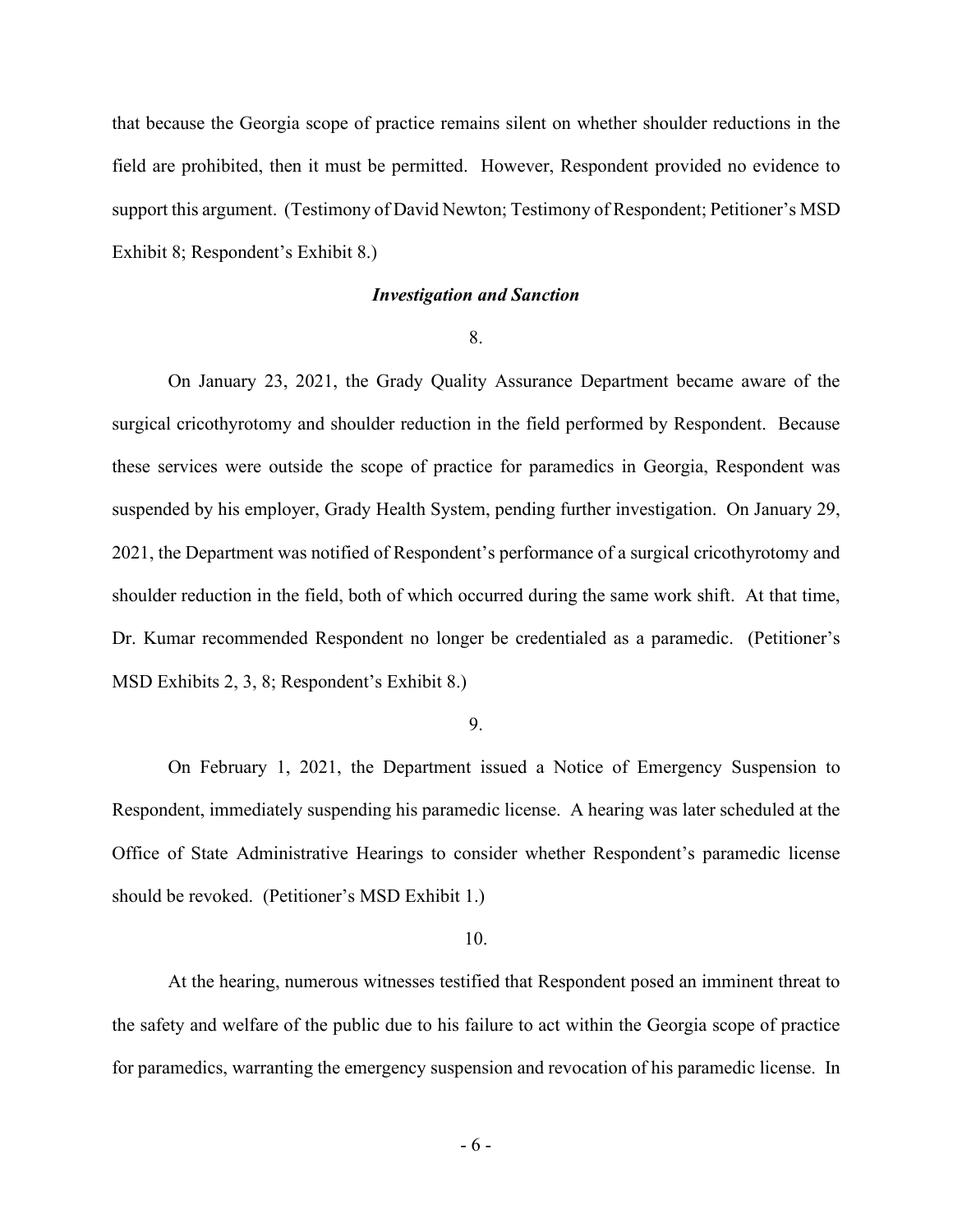that because the Georgia scope of practice remains silent on whether shoulder reductions in the field are prohibited, then it must be permitted. However, Respondent provided no evidence to support this argument. (Testimony of David Newton; Testimony of Respondent; Petitioner's MSD Exhibit 8; Respondent's Exhibit 8.)

***Investigation and Sanction***

8.

On January 23, 2021, the Grady Quality Assurance Department became aware of the surgical cricothyrotomy and shoulder reduction in the field performed by Respondent. Because these services were outside the scope of practice for paramedics in Georgia, Respondent was suspended by his employer, Grady Health System, pending further investigation. On January 29, 2021, the Department was notified of Respondent's performance of a surgical cricothyrotomy and shoulder reduction in the field, both of which occurred during the same work shift. At that time, Dr. Kumar recommended Respondent no longer be credentialed as a paramedic. (Petitioner's MSD Exhibits 2, 3, 8; Respondent's Exhibit 8.)

9.

On February 1, 2021, the Department issued a Notice of Emergency Suspension to Respondent, immediately suspending his paramedic license. A hearing was later scheduled at the Office of State Administrative Hearings to consider whether Respondent's paramedic license should be revoked. (Petitioner's MSD Exhibit 1.)

10.

At the hearing, numerous witnesses testified that Respondent posed an imminent threat to the safety and welfare of the public due to his failure to act within the Georgia scope of practice for paramedics, warranting the emergency suspension and revocation of his paramedic license. In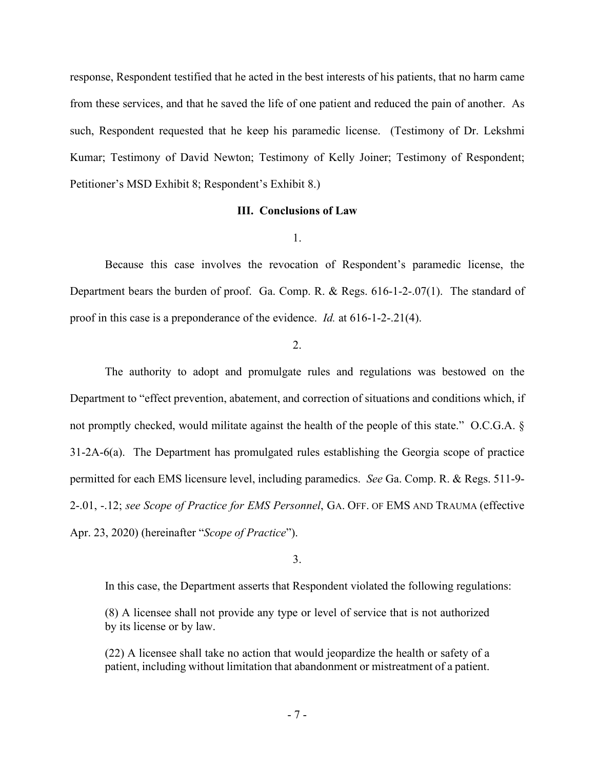response, Respondent testified that he acted in the best interests of his patients, that no harm came from these services, and that he saved the life of one patient and reduced the pain of another. As such, Respondent requested that he keep his paramedic license. (Testimony of Dr. Lekshmi Kumar; Testimony of David Newton; Testimony of Kelly Joiner; Testimony of Respondent; Petitioner's MSD Exhibit 8; Respondent's Exhibit 8.)

## III. Conclusions of Law

1.

Because this case involves the revocation of Respondent's paramedic license, the Department bears the burden of proof. Ga. Comp. R. & Regs. 616-1-2-.07(1). The standard of proof in this case is a preponderance of the evidence. *Id.* at 616-1-2-.21(4).

2.

The authority to adopt and promulgate rules and regulations was bestowed on the Department to "effect prevention, abatement, and correction of situations and conditions which, if not promptly checked, would militate against the health of the people of this state." O.C.G.A. § 31-2A-6(a). The Department has promulgated rules establishing the Georgia scope of practice permitted for each EMS licensure level, including paramedics. *See* Ga. Comp. R. & Regs. 511-9-2-.01, -.12; *see Scope of Practice for EMS Personnel*, GA. OFF. OF EMS AND TRAUMA (effective Apr. 23, 2020) (hereinafter "*Scope of Practice*").

3.

In this case, the Department asserts that Respondent violated the following regulations:

> (8) A licensee shall not provide any type or level of service that is not authorized by its license or by law.
>
> (22) A licensee shall take no action that would jeopardize the health or safety of a patient, including without limitation that abandonment or mistreatment of a patient.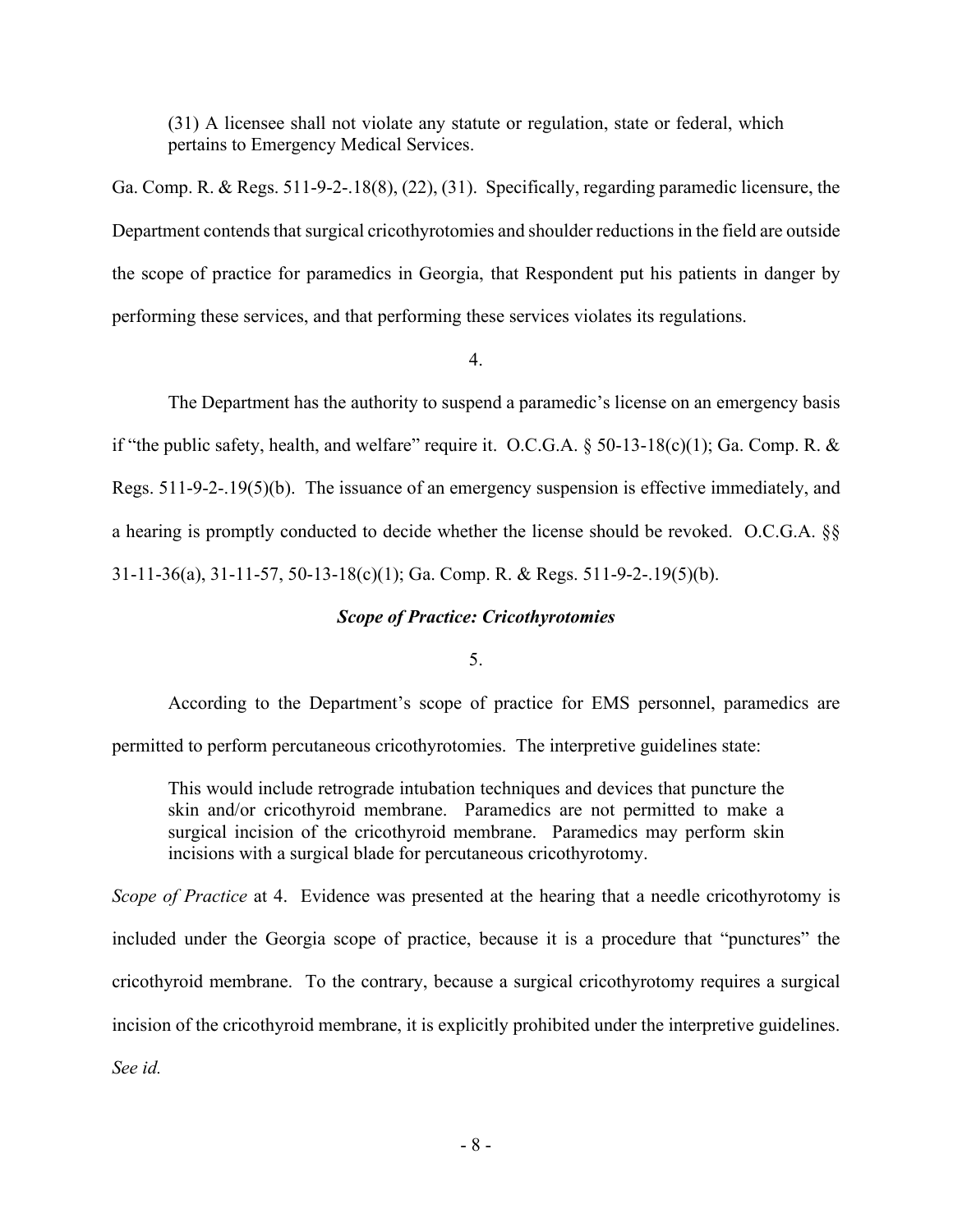> (31) A licensee shall not violate any statute or regulation, state or federal, which pertains to Emergency Medical Services.

Ga. Comp. R. & Regs. 511-9-2-.18(8), (22), (31). Specifically, regarding paramedic licensure, the Department contends that surgical cricothyrotomies and shoulder reductions in the field are outside the scope of practice for paramedics in Georgia, that Respondent put his patients in danger by performing these services, and that performing these services violates its regulations.

4.

The Department has the authority to suspend a paramedic's license on an emergency basis if "the public safety, health, and welfare" require it. O.C.G.A. § 50-13-18(c)(1); Ga. Comp. R. & Regs. 511-9-2-.19(5)(b). The issuance of an emergency suspension is effective immediately, and a hearing is promptly conducted to decide whether the license should be revoked. O.C.G.A. §§ 31-11-36(a), 31-11-57, 50-13-18(c)(1); Ga. Comp. R. & Regs. 511-9-2-.19(5)(b).

***Scope of Practice: Cricothyrotomies***

5.

According to the Department's scope of practice for EMS personnel, paramedics are permitted to perform percutaneous cricothyrotomies. The interpretive guidelines state:

> This would include retrograde intubation techniques and devices that puncture the skin and/or cricothyroid membrane. Paramedics are not permitted to make a surgical incision of the cricothyroid membrane. Paramedics may perform skin incisions with a surgical blade for percutaneous cricothyrotomy.

*Scope of Practice* at 4. Evidence was presented at the hearing that a needle cricothyrotomy is included under the Georgia scope of practice, because it is a procedure that "punctures" the cricothyroid membrane. To the contrary, because a surgical cricothyrotomy requires a surgical incision of the cricothyroid membrane, it is explicitly prohibited under the interpretive guidelines. *See id.*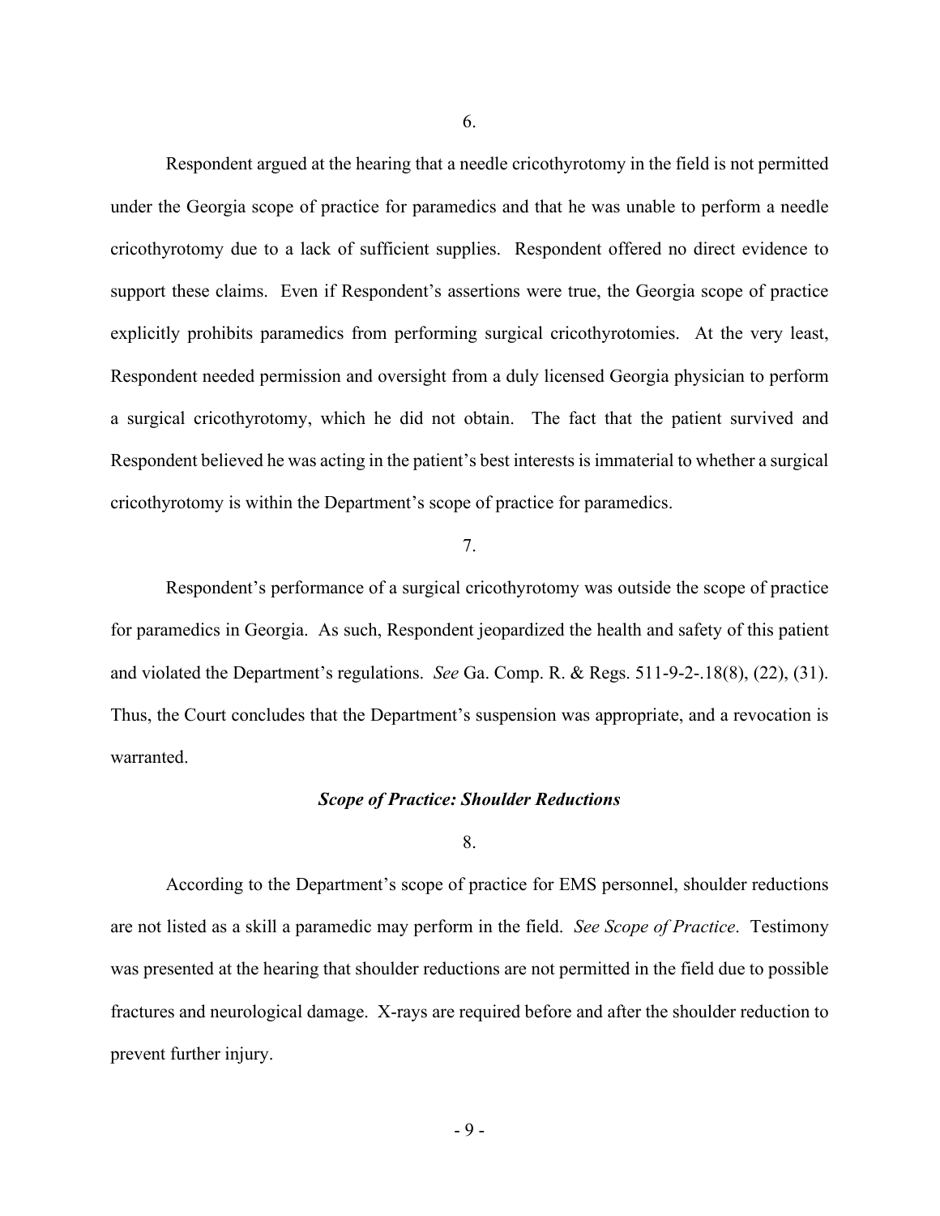6.

Respondent argued at the hearing that a needle cricothyrotomy in the field is not permitted under the Georgia scope of practice for paramedics and that he was unable to perform a needle cricothyrotomy due to a lack of sufficient supplies. Respondent offered no direct evidence to support these claims. Even if Respondent's assertions were true, the Georgia scope of practice explicitly prohibits paramedics from performing surgical cricothyrotomies. At the very least, Respondent needed permission and oversight from a duly licensed Georgia physician to perform a surgical cricothyrotomy, which he did not obtain. The fact that the patient survived and Respondent believed he was acting in the patient's best interests is immaterial to whether a surgical cricothyrotomy is within the Department's scope of practice for paramedics.

7.

Respondent's performance of a surgical cricothyrotomy was outside the scope of practice for paramedics in Georgia. As such, Respondent jeopardized the health and safety of this patient and violated the Department's regulations. *See* Ga. Comp. R. & Regs. 511-9-2-.18(8), (22), (31). Thus, the Court concludes that the Department's suspension was appropriate, and a revocation is warranted.

***Scope of Practice: Shoulder Reductions***

8.

According to the Department's scope of practice for EMS personnel, shoulder reductions are not listed as a skill a paramedic may perform in the field. *See Scope of Practice*. Testimony was presented at the hearing that shoulder reductions are not permitted in the field due to possible fractures and neurological damage. X-rays are required before and after the shoulder reduction to prevent further injury.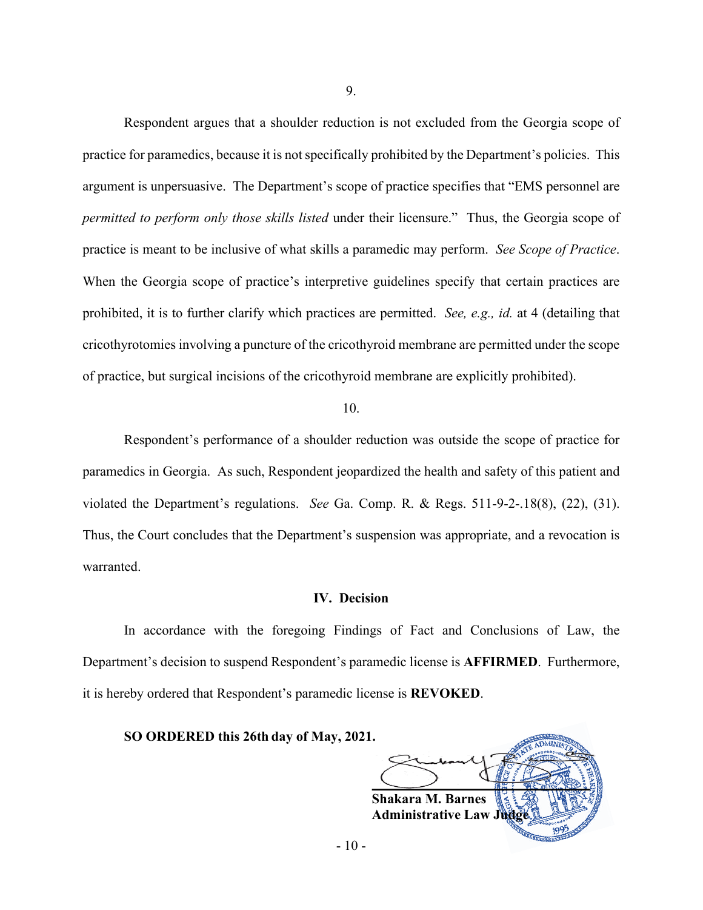9.

Respondent argues that a shoulder reduction is not excluded from the Georgia scope of practice for paramedics, because it is not specifically prohibited by the Department's policies. This argument is unpersuasive. The Department's scope of practice specifies that "EMS personnel are *permitted to perform only those skills listed* under their licensure." Thus, the Georgia scope of practice is meant to be inclusive of what skills a paramedic may perform. *See Scope of Practice*. When the Georgia scope of practice's interpretive guidelines specify that certain practices are prohibited, it is to further clarify which practices are permitted. *See, e.g., id.* at 4 (detailing that cricothyrotomies involving a puncture of the cricothyroid membrane are permitted under the scope of practice, but surgical incisions of the cricothyroid membrane are explicitly prohibited).

10.

Respondent's performance of a shoulder reduction was outside the scope of practice for paramedics in Georgia. As such, Respondent jeopardized the health and safety of this patient and violated the Department's regulations. *See* Ga. Comp. R. & Regs. 511-9-2-.18(8), (22), (31). Thus, the Court concludes that the Department's suspension was appropriate, and a revocation is warranted.

## IV. Decision

In accordance with the foregoing Findings of Fact and Conclusions of Law, the Department's decision to suspend Respondent's paramedic license is **AFFIRMED**. Furthermore, it is hereby ordered that Respondent's paramedic license is **REVOKED**.

**SO ORDERED this 26th day of May, 2021.**

**Shakara M. Barnes**
**Administrative Law Judge**